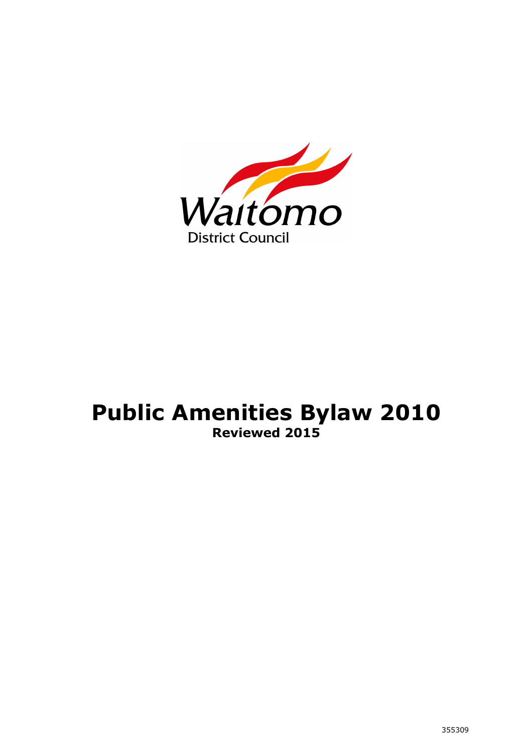Waitomo
District Council

# Public Amenities Bylaw 2010

**Reviewed 2015**

355309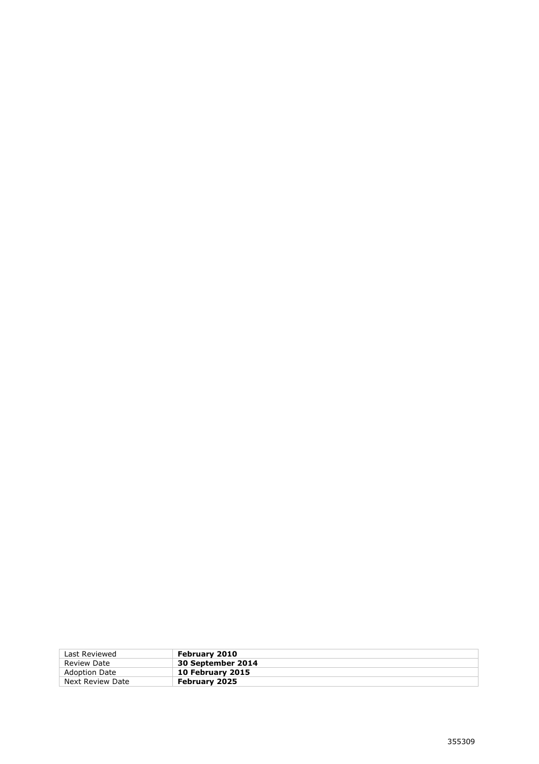| Last Reviewed | **February 2010** |
| --- | --- |
| Review Date | **30 September 2014** |
| Adoption Date | **10 February 2015** |
| Next Review Date | **February 2025** |

355309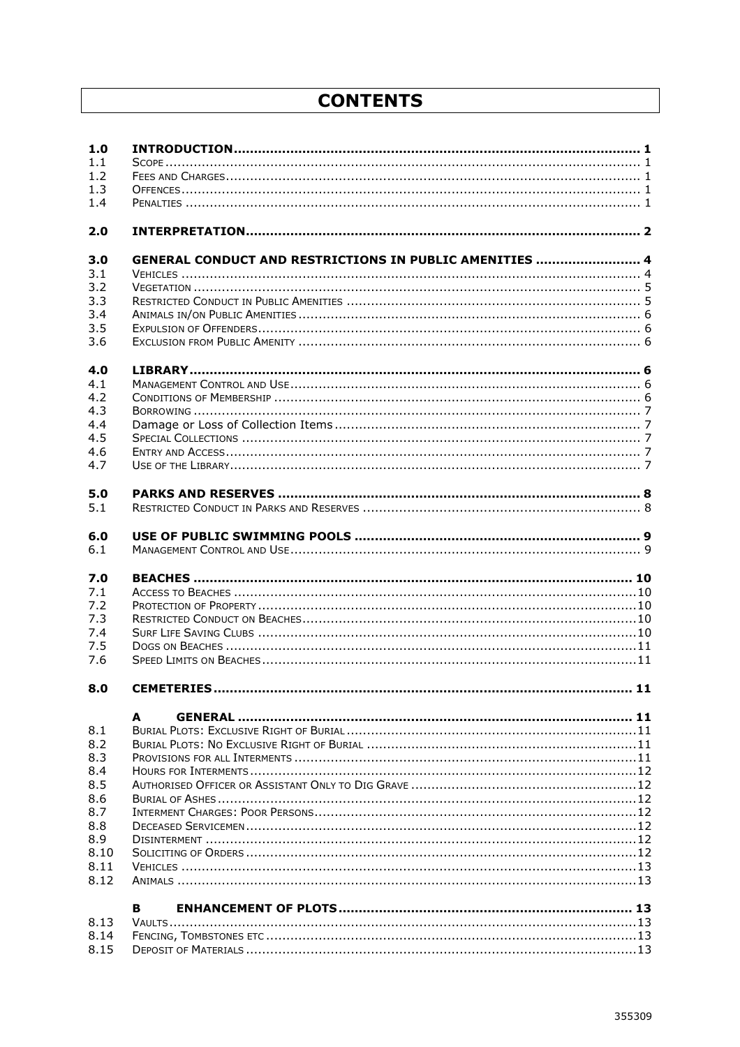# CONTENTS

| | | |
|---|---|---|
| **1.0** | **INTRODUCTION** | **1** |
| 1.1 | Scope | 1 |
| 1.2 | Fees and Charges | 1 |
| 1.3 | Offences | 1 |
| 1.4 | Penalties | 1 |
| **2.0** | **INTERPRETATION** | **2** |
| **3.0** | **GENERAL CONDUCT AND RESTRICTIONS IN PUBLIC AMENITIES** | **4** |
| 3.1 | Vehicles | 4 |
| 3.2 | Vegetation | 5 |
| 3.3 | Restricted Conduct in Public Amenities | 5 |
| 3.4 | Animals in/on Public Amenities | 6 |
| 3.5 | Expulsion of Offenders | 6 |
| 3.6 | Exclusion from Public Amenity | 6 |
| **4.0** | **LIBRARY** | **6** |
| 4.1 | Management Control and Use | 6 |
| 4.2 | Conditions of Membership | 6 |
| 4.3 | Borrowing | 7 |
| 4.4 | Damage or Loss of Collection Items | 7 |
| 4.5 | Special Collections | 7 |
| 4.6 | Entry and Access | 7 |
| 4.7 | Use of the Library | 7 |
| **5.0** | **PARKS AND RESERVES** | **8** |
| 5.1 | Restricted Conduct in Parks and Reserves | 8 |
| **6.0** | **USE OF PUBLIC SWIMMING POOLS** | **9** |
| 6.1 | Management Control and Use | 9 |
| **7.0** | **BEACHES** | **10** |
| 7.1 | Access to Beaches | 10 |
| 7.2 | Protection of Property | 10 |
| 7.3 | Restricted Conduct on Beaches | 10 |
| 7.4 | Surf Life Saving Clubs | 10 |
| 7.5 | Dogs on Beaches | 11 |
| 7.6 | Speed Limits on Beaches | 11 |
| **8.0** | **CEMETERIES** | **11** |
| | **A GENERAL** | **11** |
| 8.1 | Burial Plots: Exclusive Right of Burial | 11 |
| 8.2 | Burial Plots: No Exclusive Right of Burial | 11 |
| 8.3 | Provisions for all Interments | 11 |
| 8.4 | Hours for Interments | 12 |
| 8.5 | Authorised Officer or Assistant Only to Dig Grave | 12 |
| 8.6 | Burial of Ashes | 12 |
| 8.7 | Interment Charges: Poor Persons | 12 |
| 8.8 | Deceased Servicemen | 12 |
| 8.9 | Disinterment | 12 |
| 8.10 | Soliciting of Orders | 12 |
| 8.11 | Vehicles | 13 |
| 8.12 | Animals | 13 |
| | **B ENHANCEMENT OF PLOTS** | **13** |
| 8.13 | Vaults | 13 |
| 8.14 | Fencing, Tombstones etc | 13 |
| 8.15 | Deposit of Materials | 13 |

355309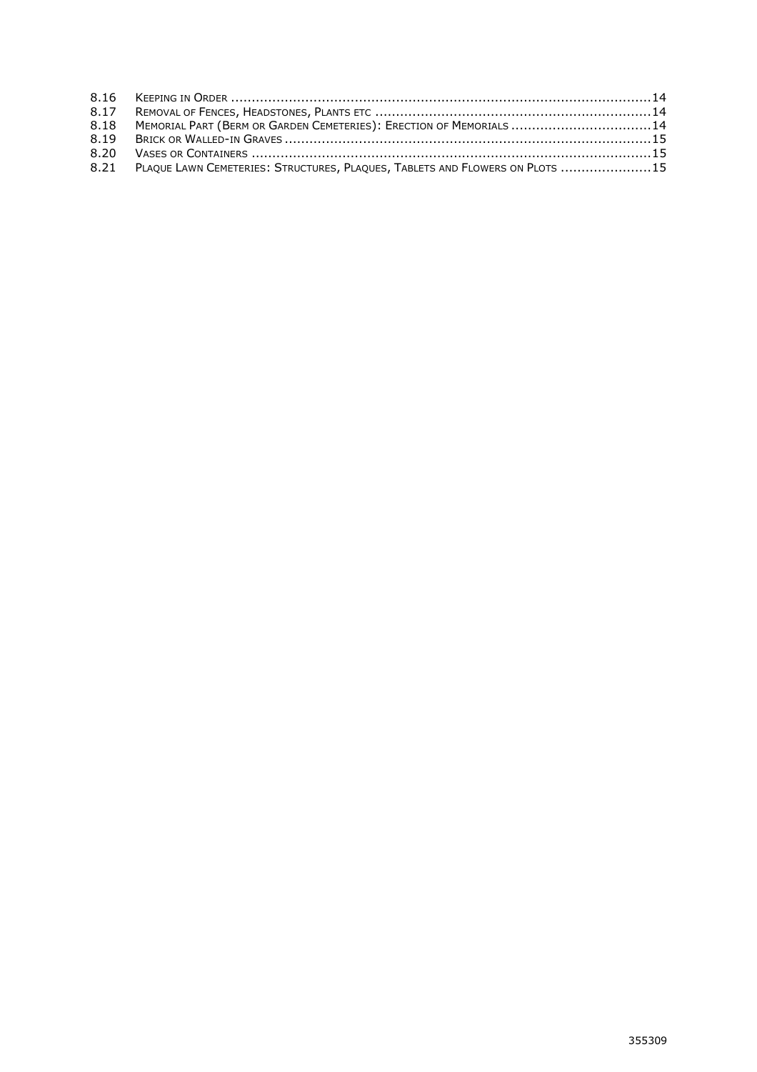8.16 Keeping in Order ....................................................................................................14
8.17 Removal of Fences, Headstones, Plants etc ..................................................................14
8.18 Memorial Part (Berm or Garden Cemeteries): Erection of Memorials ..................................14
8.19 Brick or Walled-in Graves ........................................................................................15
8.20 Vases or Containers ................................................................................................15
8.21 Plaque Lawn Cemeteries: Structures, Plaques, Tablets and Flowers on Plots ......................15

355309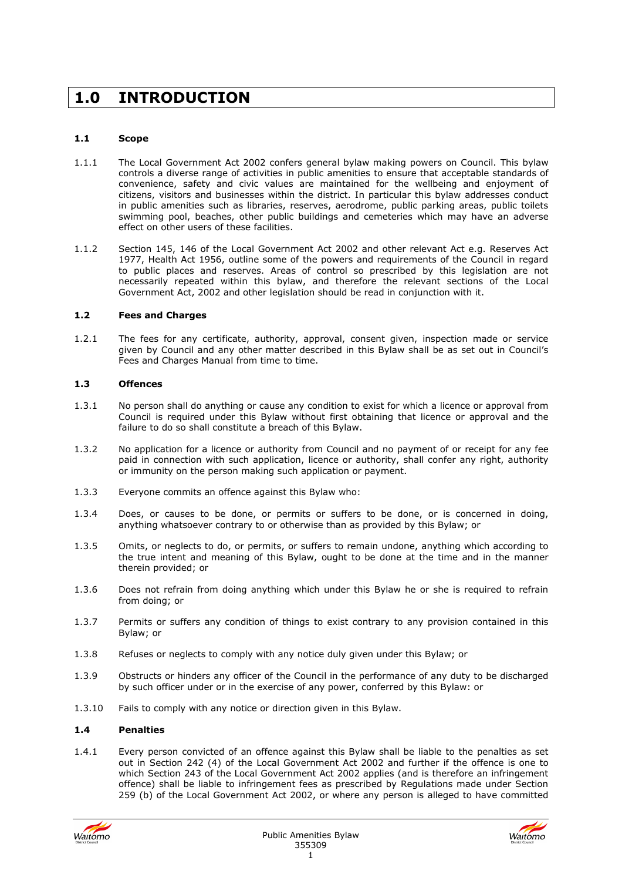# 1.0 INTRODUCTION

### 1.1 Scope

1.1.1 The Local Government Act 2002 confers general bylaw making powers on Council. This bylaw controls a diverse range of activities in public amenities to ensure that acceptable standards of convenience, safety and civic values are maintained for the wellbeing and enjoyment of citizens, visitors and businesses within the district. In particular this bylaw addresses conduct in public amenities such as libraries, reserves, aerodrome, public parking areas, public toilets swimming pool, beaches, other public buildings and cemeteries which may have an adverse effect on other users of these facilities.

1.1.2 Section 145, 146 of the Local Government Act 2002 and other relevant Act e.g. Reserves Act 1977, Health Act 1956, outline some of the powers and requirements of the Council in regard to public places and reserves. Areas of control so prescribed by this legislation are not necessarily repeated within this bylaw, and therefore the relevant sections of the Local Government Act, 2002 and other legislation should be read in conjunction with it.

### 1.2 Fees and Charges

1.2.1 The fees for any certificate, authority, approval, consent given, inspection made or service given by Council and any other matter described in this Bylaw shall be as set out in Council's Fees and Charges Manual from time to time.

### 1.3 Offences

1.3.1 No person shall do anything or cause any condition to exist for which a licence or approval from Council is required under this Bylaw without first obtaining that licence or approval and the failure to do so shall constitute a breach of this Bylaw.

1.3.2 No application for a licence or authority from Council and no payment of or receipt for any fee paid in connection with such application, licence or authority, shall confer any right, authority or immunity on the person making such application or payment.

1.3.3 Everyone commits an offence against this Bylaw who:

1.3.4 Does, or causes to be done, or permits or suffers to be done, or is concerned in doing, anything whatsoever contrary to or otherwise than as provided by this Bylaw; or

1.3.5 Omits, or neglects to do, or permits, or suffers to remain undone, anything which according to the true intent and meaning of this Bylaw, ought to be done at the time and in the manner therein provided; or

1.3.6 Does not refrain from doing anything which under this Bylaw he or she is required to refrain from doing; or

1.3.7 Permits or suffers any condition of things to exist contrary to any provision contained in this Bylaw; or

1.3.8 Refuses or neglects to comply with any notice duly given under this Bylaw; or

1.3.9 Obstructs or hinders any officer of the Council in the performance of any duty to be discharged by such officer under or in the exercise of any power, conferred by this Bylaw: or

1.3.10 Fails to comply with any notice or direction given in this Bylaw.

### 1.4 Penalties

1.4.1 Every person convicted of an offence against this Bylaw shall be liable to the penalties as set out in Section 242 (4) of the Local Government Act 2002 and further if the offence is one to which Section 243 of the Local Government Act 2002 applies (and is therefore an infringement offence) shall be liable to infringement fees as prescribed by Regulations made under Section 259 (b) of the Local Government Act 2002, or where any person is alleged to have committed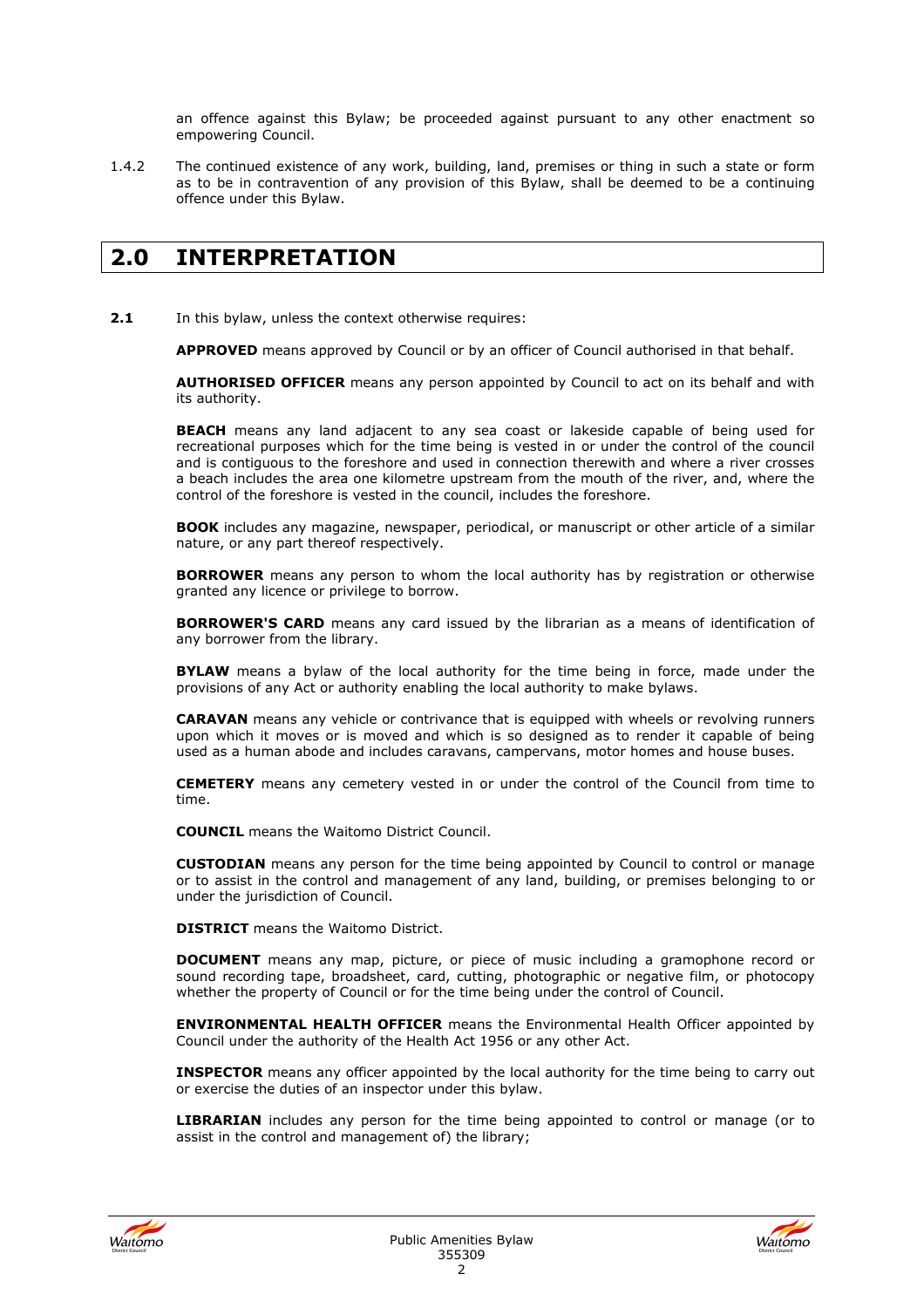an offence against this Bylaw; be proceeded against pursuant to any other enactment so empowering Council.

1.4.2 The continued existence of any work, building, land, premises or thing in such a state or form as to be in contravention of any provision of this Bylaw, shall be deemed to be a continuing offence under this Bylaw.

# 2.0 INTERPRETATION

**2.1** In this bylaw, unless the context otherwise requires:

**APPROVED** means approved by Council or by an officer of Council authorised in that behalf.

**AUTHORISED OFFICER** means any person appointed by Council to act on its behalf and with its authority.

**BEACH** means any land adjacent to any sea coast or lakeside capable of being used for recreational purposes which for the time being is vested in or under the control of the council and is contiguous to the foreshore and used in connection therewith and where a river crosses a beach includes the area one kilometre upstream from the mouth of the river, and, where the control of the foreshore is vested in the council, includes the foreshore.

**BOOK** includes any magazine, newspaper, periodical, or manuscript or other article of a similar nature, or any part thereof respectively.

**BORROWER** means any person to whom the local authority has by registration or otherwise granted any licence or privilege to borrow.

**BORROWER'S CARD** means any card issued by the librarian as a means of identification of any borrower from the library.

**BYLAW** means a bylaw of the local authority for the time being in force, made under the provisions of any Act or authority enabling the local authority to make bylaws.

**CARAVAN** means any vehicle or contrivance that is equipped with wheels or revolving runners upon which it moves or is moved and which is so designed as to render it capable of being used as a human abode and includes caravans, campervans, motor homes and house buses.

**CEMETERY** means any cemetery vested in or under the control of the Council from time to time.

**COUNCIL** means the Waitomo District Council.

**CUSTODIAN** means any person for the time being appointed by Council to control or manage or to assist in the control and management of any land, building, or premises belonging to or under the jurisdiction of Council.

**DISTRICT** means the Waitomo District.

**DOCUMENT** means any map, picture, or piece of music including a gramophone record or sound recording tape, broadsheet, card, cutting, photographic or negative film, or photocopy whether the property of Council or for the time being under the control of Council.

**ENVIRONMENTAL HEALTH OFFICER** means the Environmental Health Officer appointed by Council under the authority of the Health Act 1956 or any other Act.

**INSPECTOR** means any officer appointed by the local authority for the time being to carry out or exercise the duties of an inspector under this bylaw.

**LIBRARIAN** includes any person for the time being appointed to control or manage (or to assist in the control and management of) the library;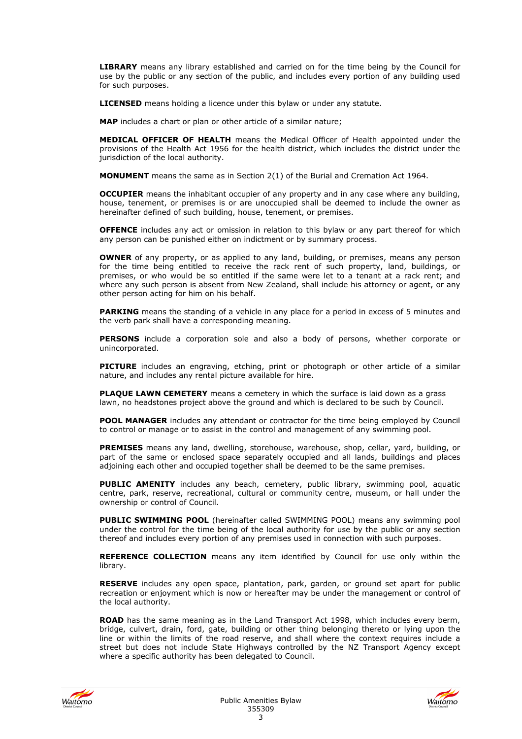**LIBRARY** means any library established and carried on for the time being by the Council for use by the public or any section of the public, and includes every portion of any building used for such purposes.

**LICENSED** means holding a licence under this bylaw or under any statute.

**MAP** includes a chart or plan or other article of a similar nature;

**MEDICAL OFFICER OF HEALTH** means the Medical Officer of Health appointed under the provisions of the Health Act 1956 for the health district, which includes the district under the jurisdiction of the local authority.

**MONUMENT** means the same as in Section 2(1) of the Burial and Cremation Act 1964.

**OCCUPIER** means the inhabitant occupier of any property and in any case where any building, house, tenement, or premises is or are unoccupied shall be deemed to include the owner as hereinafter defined of such building, house, tenement, or premises.

**OFFENCE** includes any act or omission in relation to this bylaw or any part thereof for which any person can be punished either on indictment or by summary process.

**OWNER** of any property, or as applied to any land, building, or premises, means any person for the time being entitled to receive the rack rent of such property, land, buildings, or premises, or who would be so entitled if the same were let to a tenant at a rack rent; and where any such person is absent from New Zealand, shall include his attorney or agent, or any other person acting for him on his behalf.

**PARKING** means the standing of a vehicle in any place for a period in excess of 5 minutes and the verb park shall have a corresponding meaning.

**PERSONS** include a corporation sole and also a body of persons, whether corporate or unincorporated.

**PICTURE** includes an engraving, etching, print or photograph or other article of a similar nature, and includes any rental picture available for hire.

**PLAQUE LAWN CEMETERY** means a cemetery in which the surface is laid down as a grass lawn, no headstones project above the ground and which is declared to be such by Council.

**POOL MANAGER** includes any attendant or contractor for the time being employed by Council to control or manage or to assist in the control and management of any swimming pool.

**PREMISES** means any land, dwelling, storehouse, warehouse, shop, cellar, yard, building, or part of the same or enclosed space separately occupied and all lands, buildings and places adjoining each other and occupied together shall be deemed to be the same premises.

**PUBLIC AMENITY** includes any beach, cemetery, public library, swimming pool, aquatic centre, park, reserve, recreational, cultural or community centre, museum, or hall under the ownership or control of Council.

**PUBLIC SWIMMING POOL** (hereinafter called SWIMMING POOL) means any swimming pool under the control for the time being of the local authority for use by the public or any section thereof and includes every portion of any premises used in connection with such purposes.

**REFERENCE COLLECTION** means any item identified by Council for use only within the library.

**RESERVE** includes any open space, plantation, park, garden, or ground set apart for public recreation or enjoyment which is now or hereafter may be under the management or control of the local authority.

**ROAD** has the same meaning as in the Land Transport Act 1998, which includes every berm, bridge, culvert, drain, ford, gate, building or other thing belonging thereto or lying upon the line or within the limits of the road reserve, and shall where the context requires include a street but does not include State Highways controlled by the NZ Transport Agency except where a specific authority has been delegated to Council.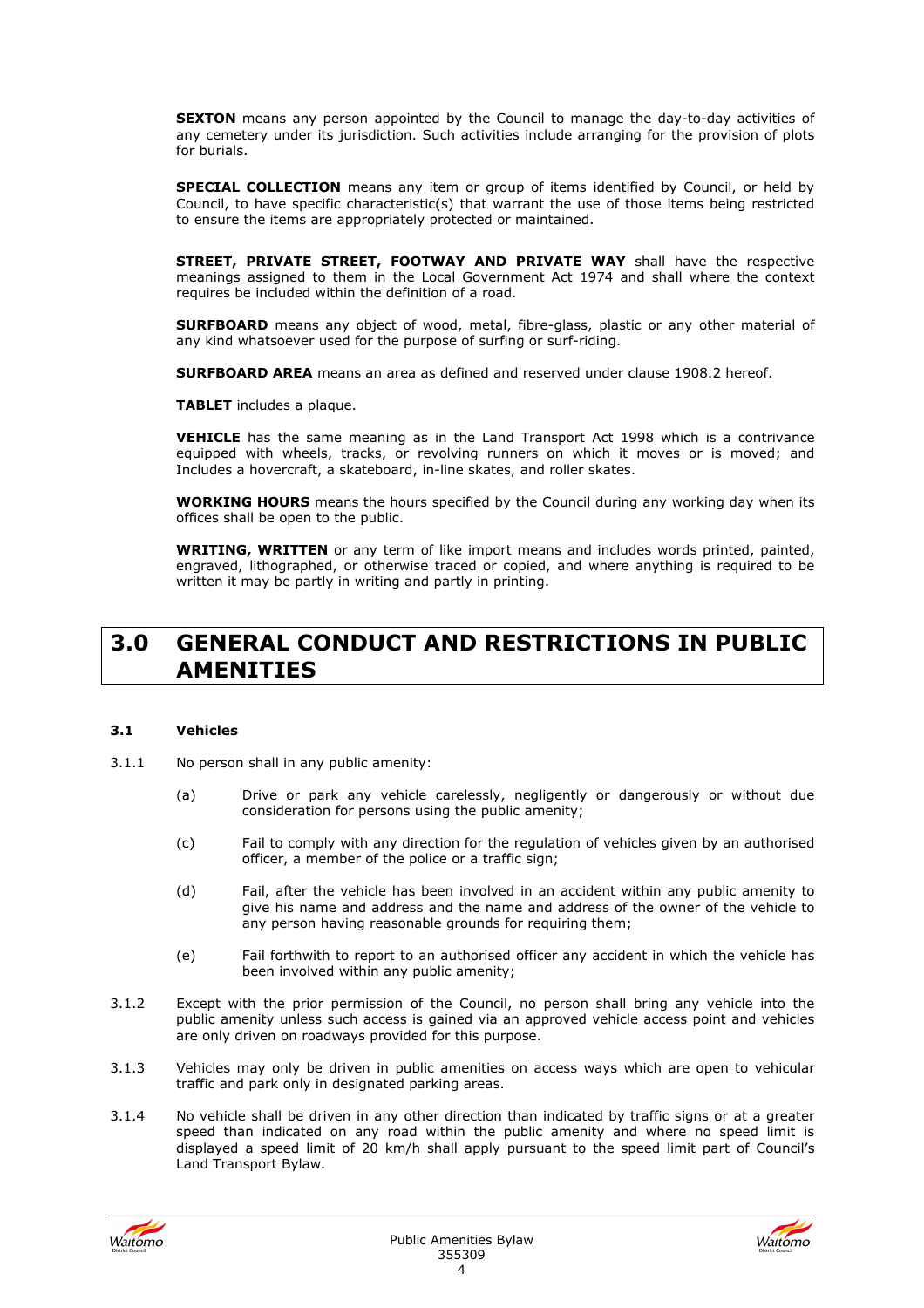**SEXTON** means any person appointed by the Council to manage the day-to-day activities of any cemetery under its jurisdiction. Such activities include arranging for the provision of plots for burials.

**SPECIAL COLLECTION** means any item or group of items identified by Council, or held by Council, to have specific characteristic(s) that warrant the use of those items being restricted to ensure the items are appropriately protected or maintained.

**STREET, PRIVATE STREET, FOOTWAY AND PRIVATE WAY** shall have the respective meanings assigned to them in the Local Government Act 1974 and shall where the context requires be included within the definition of a road.

**SURFBOARD** means any object of wood, metal, fibre-glass, plastic or any other material of any kind whatsoever used for the purpose of surfing or surf-riding.

**SURFBOARD AREA** means an area as defined and reserved under clause 1908.2 hereof.

**TABLET** includes a plaque.

**VEHICLE** has the same meaning as in the Land Transport Act 1998 which is a contrivance equipped with wheels, tracks, or revolving runners on which it moves or is moved; and Includes a hovercraft, a skateboard, in-line skates, and roller skates.

**WORKING HOURS** means the hours specified by the Council during any working day when its offices shall be open to the public.

**WRITING, WRITTEN** or any term of like import means and includes words printed, painted, engraved, lithographed, or otherwise traced or copied, and where anything is required to be written it may be partly in writing and partly in printing.

# 3.0 GENERAL CONDUCT AND RESTRICTIONS IN PUBLIC AMENITIES

### 3.1 Vehicles

3.1.1 No person shall in any public amenity:

(a) Drive or park any vehicle carelessly, negligently or dangerously or without due consideration for persons using the public amenity;

(c) Fail to comply with any direction for the regulation of vehicles given by an authorised officer, a member of the police or a traffic sign;

(d) Fail, after the vehicle has been involved in an accident within any public amenity to give his name and address and the name and address of the owner of the vehicle to any person having reasonable grounds for requiring them;

(e) Fail forthwith to report to an authorised officer any accident in which the vehicle has been involved within any public amenity;

3.1.2 Except with the prior permission of the Council, no person shall bring any vehicle into the public amenity unless such access is gained via an approved vehicle access point and vehicles are only driven on roadways provided for this purpose.

3.1.3 Vehicles may only be driven in public amenities on access ways which are open to vehicular traffic and park only in designated parking areas.

3.1.4 No vehicle shall be driven in any other direction than indicated by traffic signs or at a greater speed than indicated on any road within the public amenity and where no speed limit is displayed a speed limit of 20 km/h shall apply pursuant to the speed limit part of Council's Land Transport Bylaw.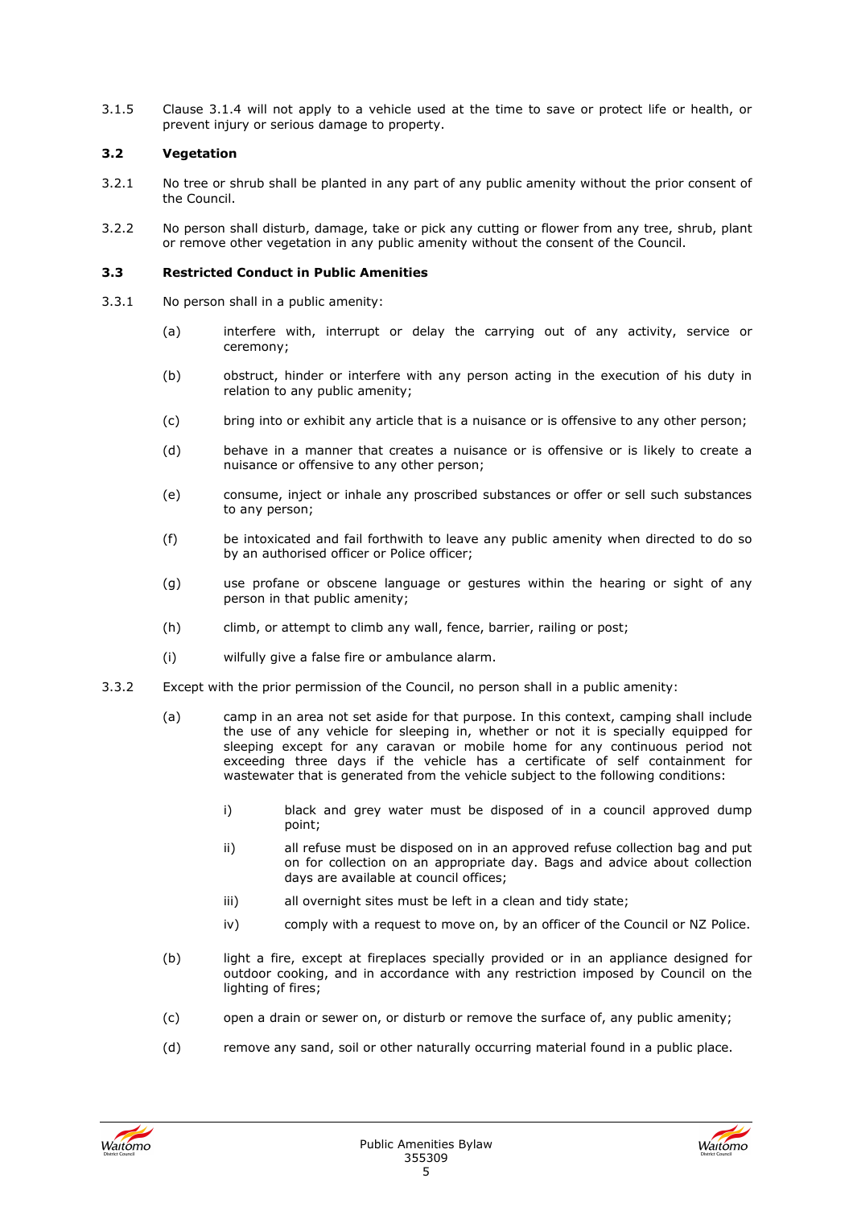3.1.5 Clause 3.1.4 will not apply to a vehicle used at the time to save or protect life or health, or prevent injury or serious damage to property.

### 3.2 Vegetation

3.2.1 No tree or shrub shall be planted in any part of any public amenity without the prior consent of the Council.

3.2.2 No person shall disturb, damage, take or pick any cutting or flower from any tree, shrub, plant or remove other vegetation in any public amenity without the consent of the Council.

### 3.3 Restricted Conduct in Public Amenities

3.3.1 No person shall in a public amenity:

- (a) interfere with, interrupt or delay the carrying out of any activity, service or ceremony;
- (b) obstruct, hinder or interfere with any person acting in the execution of his duty in relation to any public amenity;
- (c) bring into or exhibit any article that is a nuisance or is offensive to any other person;
- (d) behave in a manner that creates a nuisance or is offensive or is likely to create a nuisance or offensive to any other person;
- (e) consume, inject or inhale any proscribed substances or offer or sell such substances to any person;
- (f) be intoxicated and fail forthwith to leave any public amenity when directed to do so by an authorised officer or Police officer;
- (g) use profane or obscene language or gestures within the hearing or sight of any person in that public amenity;
- (h) climb, or attempt to climb any wall, fence, barrier, railing or post;
- (i) wilfully give a false fire or ambulance alarm.

3.3.2 Except with the prior permission of the Council, no person shall in a public amenity:

- (a) camp in an area not set aside for that purpose. In this context, camping shall include the use of any vehicle for sleeping in, whether or not it is specially equipped for sleeping except for any caravan or mobile home for any continuous period not exceeding three days if the vehicle has a certificate of self containment for wastewater that is generated from the vehicle subject to the following conditions:
  - i) black and grey water must be disposed of in a council approved dump point;
  - ii) all refuse must be disposed on in an approved refuse collection bag and put on for collection on an appropriate day. Bags and advice about collection days are available at council offices;
  - iii) all overnight sites must be left in a clean and tidy state;
  - iv) comply with a request to move on, by an officer of the Council or NZ Police.
- (b) light a fire, except at fireplaces specially provided or in an appliance designed for outdoor cooking, and in accordance with any restriction imposed by Council on the lighting of fires;
- (c) open a drain or sewer on, or disturb or remove the surface of, any public amenity;
- (d) remove any sand, soil or other naturally occurring material found in a public place.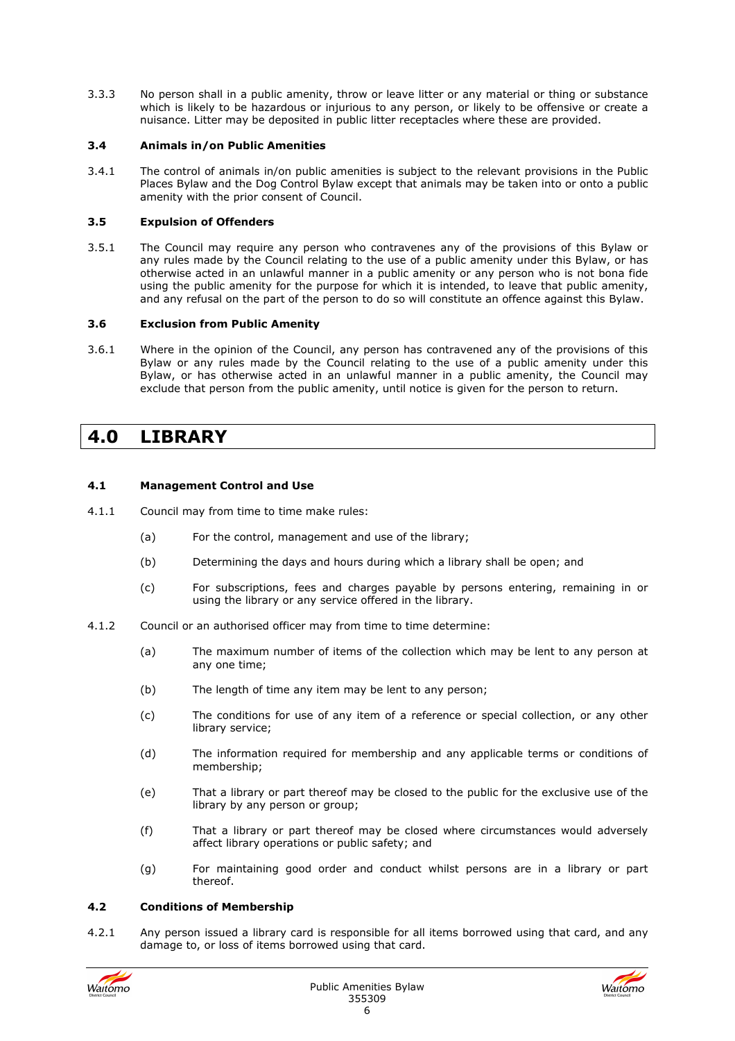3.3.3 No person shall in a public amenity, throw or leave litter or any material or thing or substance which is likely to be hazardous or injurious to any person, or likely to be offensive or create a nuisance. Litter may be deposited in public litter receptacles where these are provided.

### 3.4 Animals in/on Public Amenities

3.4.1 The control of animals in/on public amenities is subject to the relevant provisions in the Public Places Bylaw and the Dog Control Bylaw except that animals may be taken into or onto a public amenity with the prior consent of Council.

### 3.5 Expulsion of Offenders

3.5.1 The Council may require any person who contravenes any of the provisions of this Bylaw or any rules made by the Council relating to the use of a public amenity under this Bylaw, or has otherwise acted in an unlawful manner in a public amenity or any person who is not bona fide using the public amenity for the purpose for which it is intended, to leave that public amenity, and any refusal on the part of the person to do so will constitute an offence against this Bylaw.

### 3.6 Exclusion from Public Amenity

3.6.1 Where in the opinion of the Council, any person has contravened any of the provisions of this Bylaw or any rules made by the Council relating to the use of a public amenity under this Bylaw, or has otherwise acted in an unlawful manner in a public amenity, the Council may exclude that person from the public amenity, until notice is given for the person to return.

## 4.0 LIBRARY

### 4.1 Management Control and Use

4.1.1 Council may from time to time make rules:

(a) For the control, management and use of the library;

(b) Determining the days and hours during which a library shall be open; and

(c) For subscriptions, fees and charges payable by persons entering, remaining in or using the library or any service offered in the library.

4.1.2 Council or an authorised officer may from time to time determine:

(a) The maximum number of items of the collection which may be lent to any person at any one time;

(b) The length of time any item may be lent to any person;

(c) The conditions for use of any item of a reference or special collection, or any other library service;

(d) The information required for membership and any applicable terms or conditions of membership;

(e) That a library or part thereof may be closed to the public for the exclusive use of the library by any person or group;

(f) That a library or part thereof may be closed where circumstances would adversely affect library operations or public safety; and

(g) For maintaining good order and conduct whilst persons are in a library or part thereof.

### 4.2 Conditions of Membership

4.2.1 Any person issued a library card is responsible for all items borrowed using that card, and any damage to, or loss of items borrowed using that card.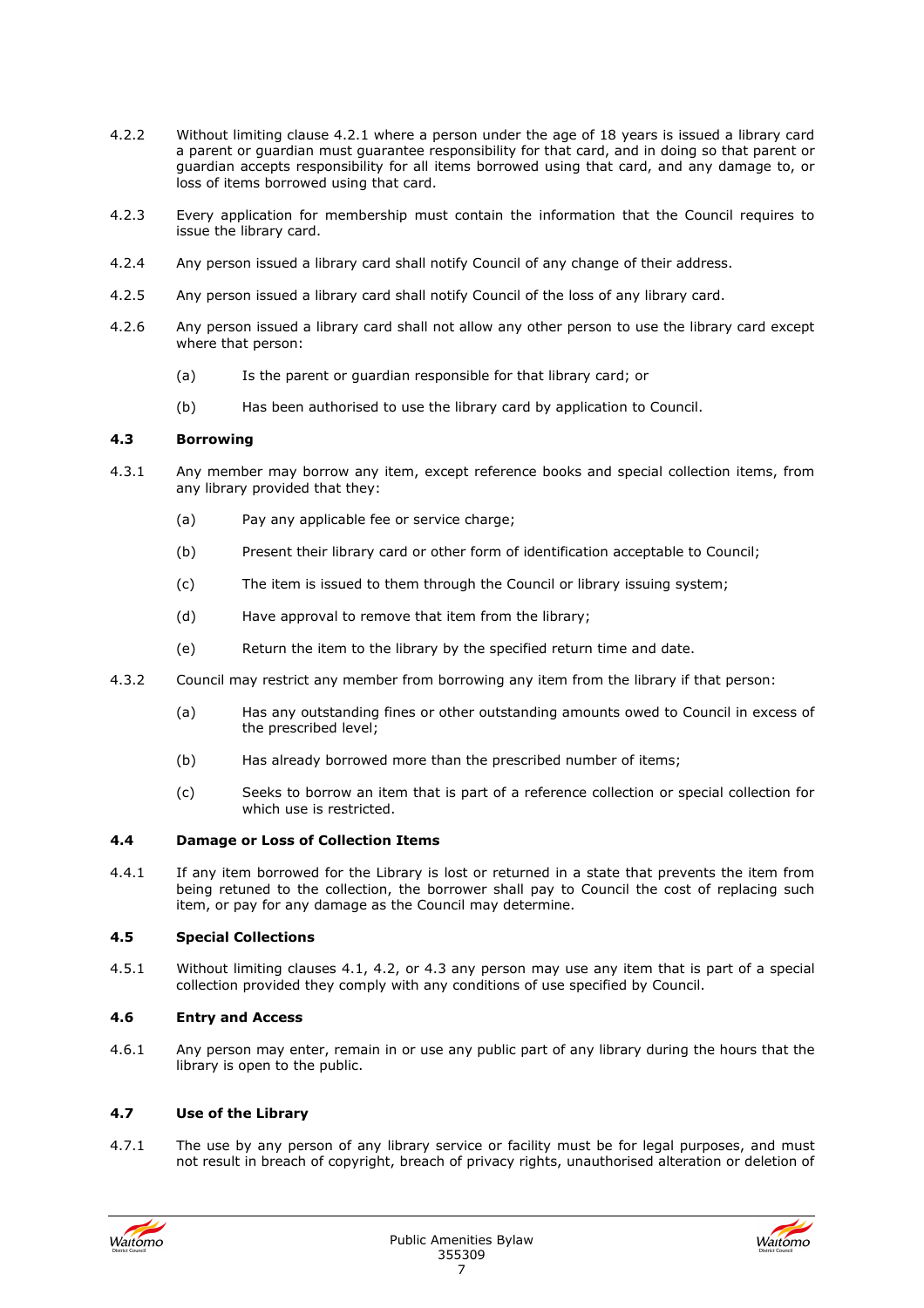4.2.2 Without limiting clause 4.2.1 where a person under the age of 18 years is issued a library card a parent or guardian must guarantee responsibility for that card, and in doing so that parent or guardian accepts responsibility for all items borrowed using that card, and any damage to, or loss of items borrowed using that card.

4.2.3 Every application for membership must contain the information that the Council requires to issue the library card.

4.2.4 Any person issued a library card shall notify Council of any change of their address.

4.2.5 Any person issued a library card shall notify Council of the loss of any library card.

4.2.6 Any person issued a library card shall not allow any other person to use the library card except where that person:

(a) Is the parent or guardian responsible for that library card; or

(b) Has been authorised to use the library card by application to Council.

### 4.3 Borrowing

4.3.1 Any member may borrow any item, except reference books and special collection items, from any library provided that they:

(a) Pay any applicable fee or service charge;

(b) Present their library card or other form of identification acceptable to Council;

(c) The item is issued to them through the Council or library issuing system;

(d) Have approval to remove that item from the library;

(e) Return the item to the library by the specified return time and date.

4.3.2 Council may restrict any member from borrowing any item from the library if that person:

(a) Has any outstanding fines or other outstanding amounts owed to Council in excess of the prescribed level;

(b) Has already borrowed more than the prescribed number of items;

(c) Seeks to borrow an item that is part of a reference collection or special collection for which use is restricted.

### 4.4 Damage or Loss of Collection Items

4.4.1 If any item borrowed for the Library is lost or returned in a state that prevents the item from being retuned to the collection, the borrower shall pay to Council the cost of replacing such item, or pay for any damage as the Council may determine.

### 4.5 Special Collections

4.5.1 Without limiting clauses 4.1, 4.2, or 4.3 any person may use any item that is part of a special collection provided they comply with any conditions of use specified by Council.

### 4.6 Entry and Access

4.6.1 Any person may enter, remain in or use any public part of any library during the hours that the library is open to the public.

### 4.7 Use of the Library

4.7.1 The use by any person of any library service or facility must be for legal purposes, and must not result in breach of copyright, breach of privacy rights, unauthorised alteration or deletion of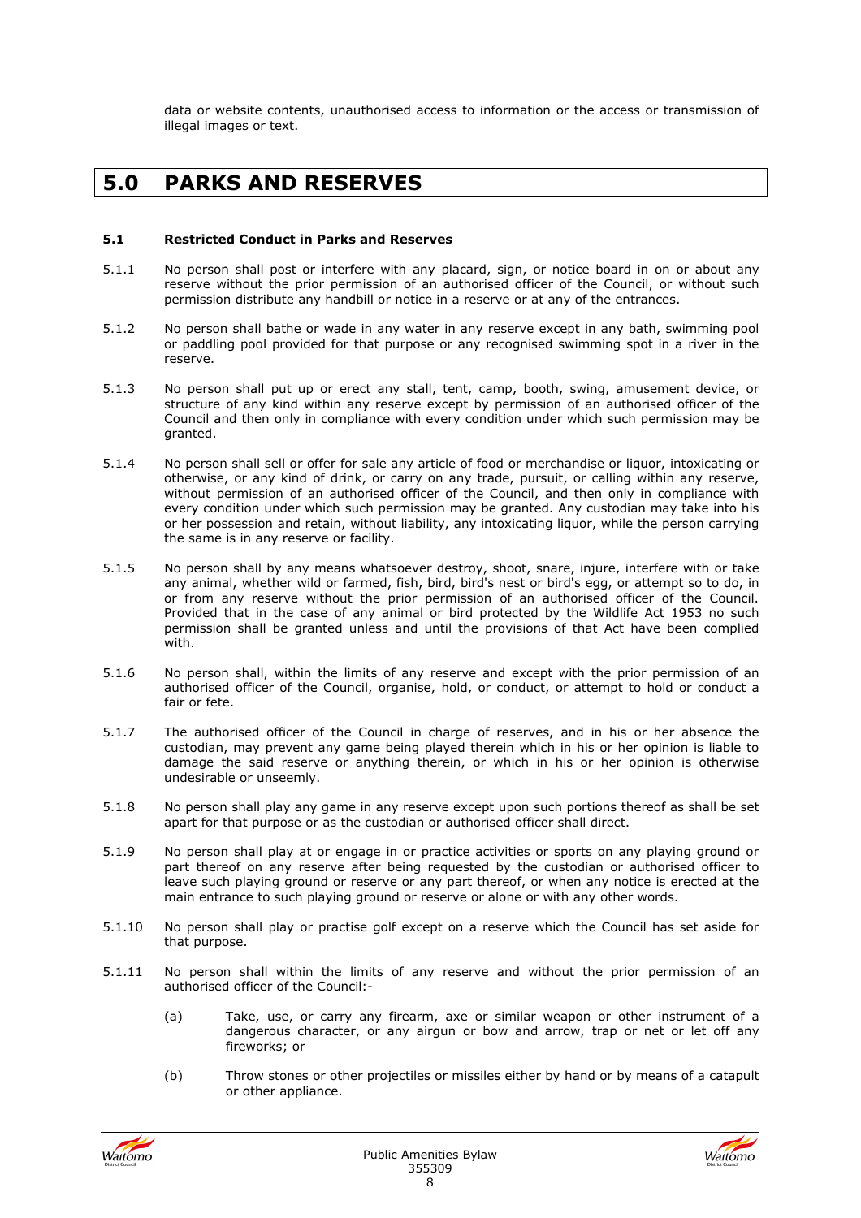data or website contents, unauthorised access to information or the access or transmission of illegal images or text.

# 5.0 PARKS AND RESERVES

### 5.1 Restricted Conduct in Parks and Reserves

5.1.1 No person shall post or interfere with any placard, sign, or notice board in on or about any reserve without the prior permission of an authorised officer of the Council, or without such permission distribute any handbill or notice in a reserve or at any of the entrances.

5.1.2 No person shall bathe or wade in any water in any reserve except in any bath, swimming pool or paddling pool provided for that purpose or any recognised swimming spot in a river in the reserve.

5.1.3 No person shall put up or erect any stall, tent, camp, booth, swing, amusement device, or structure of any kind within any reserve except by permission of an authorised officer of the Council and then only in compliance with every condition under which such permission may be granted.

5.1.4 No person shall sell or offer for sale any article of food or merchandise or liquor, intoxicating or otherwise, or any kind of drink, or carry on any trade, pursuit, or calling within any reserve, without permission of an authorised officer of the Council, and then only in compliance with every condition under which such permission may be granted. Any custodian may take into his or her possession and retain, without liability, any intoxicating liquor, while the person carrying the same is in any reserve or facility.

5.1.5 No person shall by any means whatsoever destroy, shoot, snare, injure, interfere with or take any animal, whether wild or farmed, fish, bird, bird's nest or bird's egg, or attempt so to do, in or from any reserve without the prior permission of an authorised officer of the Council. Provided that in the case of any animal or bird protected by the Wildlife Act 1953 no such permission shall be granted unless and until the provisions of that Act have been complied with.

5.1.6 No person shall, within the limits of any reserve and except with the prior permission of an authorised officer of the Council, organise, hold, or conduct, or attempt to hold or conduct a fair or fete.

5.1.7 The authorised officer of the Council in charge of reserves, and in his or her absence the custodian, may prevent any game being played therein which in his or her opinion is liable to damage the said reserve or anything therein, or which in his or her opinion is otherwise undesirable or unseemly.

5.1.8 No person shall play any game in any reserve except upon such portions thereof as shall be set apart for that purpose or as the custodian or authorised officer shall direct.

5.1.9 No person shall play at or engage in or practice activities or sports on any playing ground or part thereof on any reserve after being requested by the custodian or authorised officer to leave such playing ground or reserve or any part thereof, or when any notice is erected at the main entrance to such playing ground or reserve or alone or with any other words.

5.1.10 No person shall play or practise golf except on a reserve which the Council has set aside for that purpose.

5.1.11 No person shall within the limits of any reserve and without the prior permission of an authorised officer of the Council:-

(a) Take, use, or carry any firearm, axe or similar weapon or other instrument of a dangerous character, or any airgun or bow and arrow, trap or net or let off any fireworks; or

(b) Throw stones or other projectiles or missiles either by hand or by means of a catapult or other appliance.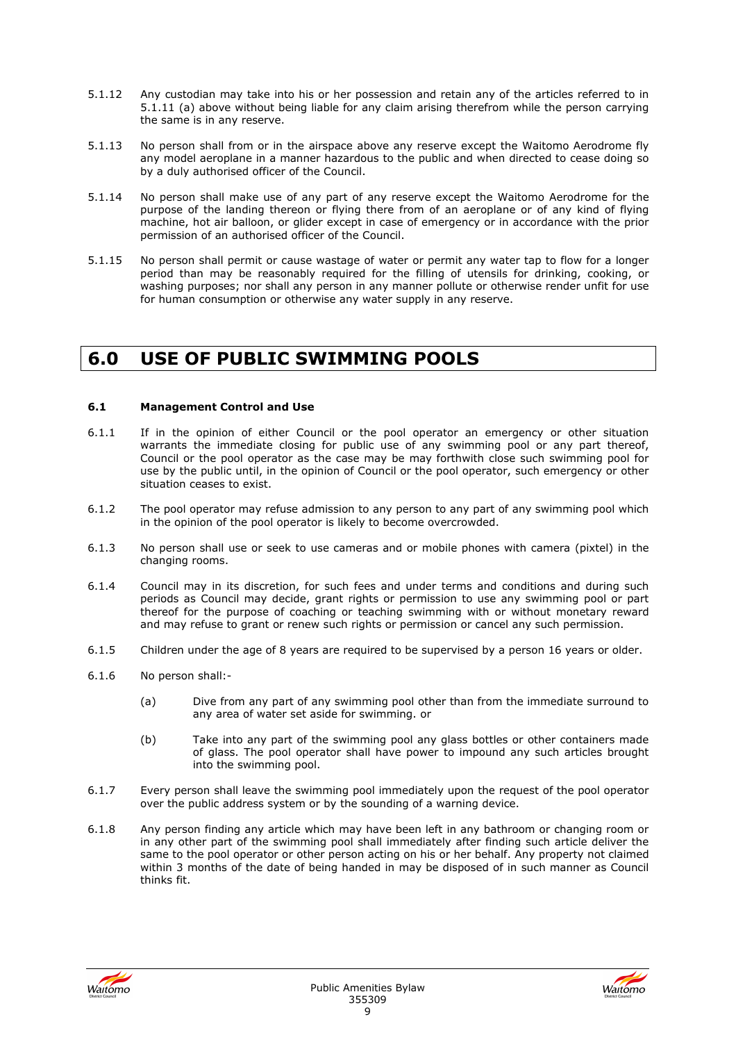5.1.12 Any custodian may take into his or her possession and retain any of the articles referred to in 5.1.11 (a) above without being liable for any claim arising therefrom while the person carrying the same is in any reserve.

5.1.13 No person shall from or in the airspace above any reserve except the Waitomo Aerodrome fly any model aeroplane in a manner hazardous to the public and when directed to cease doing so by a duly authorised officer of the Council.

5.1.14 No person shall make use of any part of any reserve except the Waitomo Aerodrome for the purpose of the landing thereon or flying there from of an aeroplane or of any kind of flying machine, hot air balloon, or glider except in case of emergency or in accordance with the prior permission of an authorised officer of the Council.

5.1.15 No person shall permit or cause wastage of water or permit any water tap to flow for a longer period than may be reasonably required for the filling of utensils for drinking, cooking, or washing purposes; nor shall any person in any manner pollute or otherwise render unfit for use for human consumption or otherwise any water supply in any reserve.

# 6.0 USE OF PUBLIC SWIMMING POOLS

### 6.1 Management Control and Use

6.1.1 If in the opinion of either Council or the pool operator an emergency or other situation warrants the immediate closing for public use of any swimming pool or any part thereof, Council or the pool operator as the case may be may forthwith close such swimming pool for use by the public until, in the opinion of Council or the pool operator, such emergency or other situation ceases to exist.

6.1.2 The pool operator may refuse admission to any person to any part of any swimming pool which in the opinion of the pool operator is likely to become overcrowded.

6.1.3 No person shall use or seek to use cameras and or mobile phones with camera (pixtel) in the changing rooms.

6.1.4 Council may in its discretion, for such fees and under terms and conditions and during such periods as Council may decide, grant rights or permission to use any swimming pool or part thereof for the purpose of coaching or teaching swimming with or without monetary reward and may refuse to grant or renew such rights or permission or cancel any such permission.

6.1.5 Children under the age of 8 years are required to be supervised by a person 16 years or older.

6.1.6 No person shall:-

(a) Dive from any part of any swimming pool other than from the immediate surround to any area of water set aside for swimming. or

(b) Take into any part of the swimming pool any glass bottles or other containers made of glass. The pool operator shall have power to impound any such articles brought into the swimming pool.

6.1.7 Every person shall leave the swimming pool immediately upon the request of the pool operator over the public address system or by the sounding of a warning device.

6.1.8 Any person finding any article which may have been left in any bathroom or changing room or in any other part of the swimming pool shall immediately after finding such article deliver the same to the pool operator or other person acting on his or her behalf. Any property not claimed within 3 months of the date of being handed in may be disposed of in such manner as Council thinks fit.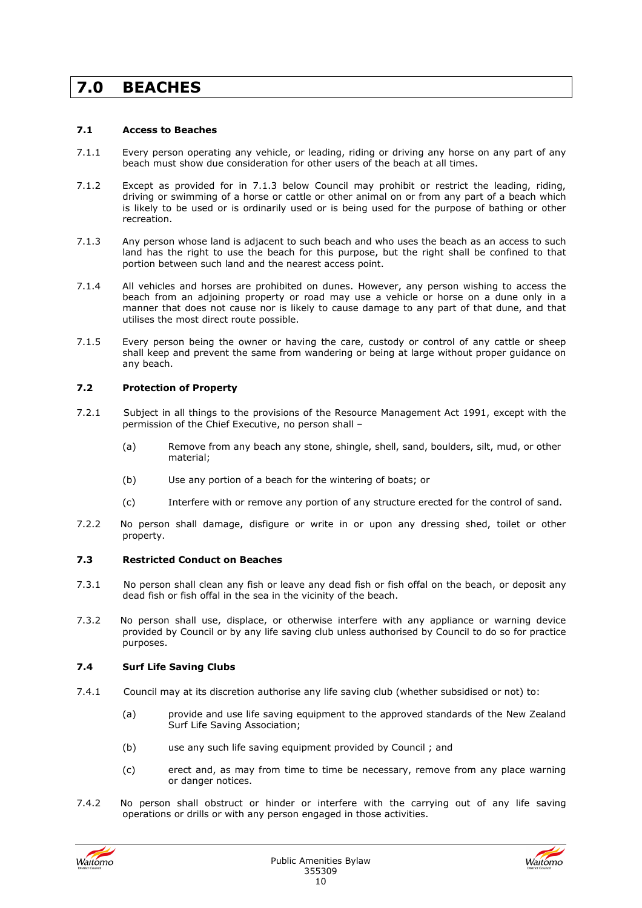# 7.0 BEACHES

### 7.1 Access to Beaches

7.1.1 Every person operating any vehicle, or leading, riding or driving any horse on any part of any beach must show due consideration for other users of the beach at all times.

7.1.2 Except as provided for in 7.1.3 below Council may prohibit or restrict the leading, riding, driving or swimming of a horse or cattle or other animal on or from any part of a beach which is likely to be used or is ordinarily used or is being used for the purpose of bathing or other recreation.

7.1.3 Any person whose land is adjacent to such beach and who uses the beach as an access to such land has the right to use the beach for this purpose, but the right shall be confined to that portion between such land and the nearest access point.

7.1.4 All vehicles and horses are prohibited on dunes. However, any person wishing to access the beach from an adjoining property or road may use a vehicle or horse on a dune only in a manner that does not cause nor is likely to cause damage to any part of that dune, and that utilises the most direct route possible.

7.1.5 Every person being the owner or having the care, custody or control of any cattle or sheep shall keep and prevent the same from wandering or being at large without proper guidance on any beach.

### 7.2 Protection of Property

7.2.1 Subject in all things to the provisions of the Resource Management Act 1991, except with the permission of the Chief Executive, no person shall –

(a) Remove from any beach any stone, shingle, shell, sand, boulders, silt, mud, or other material;

(b) Use any portion of a beach for the wintering of boats; or

(c) Interfere with or remove any portion of any structure erected for the control of sand.

7.2.2 No person shall damage, disfigure or write in or upon any dressing shed, toilet or other property.

### 7.3 Restricted Conduct on Beaches

7.3.1 No person shall clean any fish or leave any dead fish or fish offal on the beach, or deposit any dead fish or fish offal in the sea in the vicinity of the beach.

7.3.2 No person shall use, displace, or otherwise interfere with any appliance or warning device provided by Council or by any life saving club unless authorised by Council to do so for practice purposes.

### 7.4 Surf Life Saving Clubs

7.4.1 Council may at its discretion authorise any life saving club (whether subsidised or not) to:

(a) provide and use life saving equipment to the approved standards of the New Zealand Surf Life Saving Association;

(b) use any such life saving equipment provided by Council ; and

(c) erect and, as may from time to time be necessary, remove from any place warning or danger notices.

7.4.2 No person shall obstruct or hinder or interfere with the carrying out of any life saving operations or drills or with any person engaged in those activities.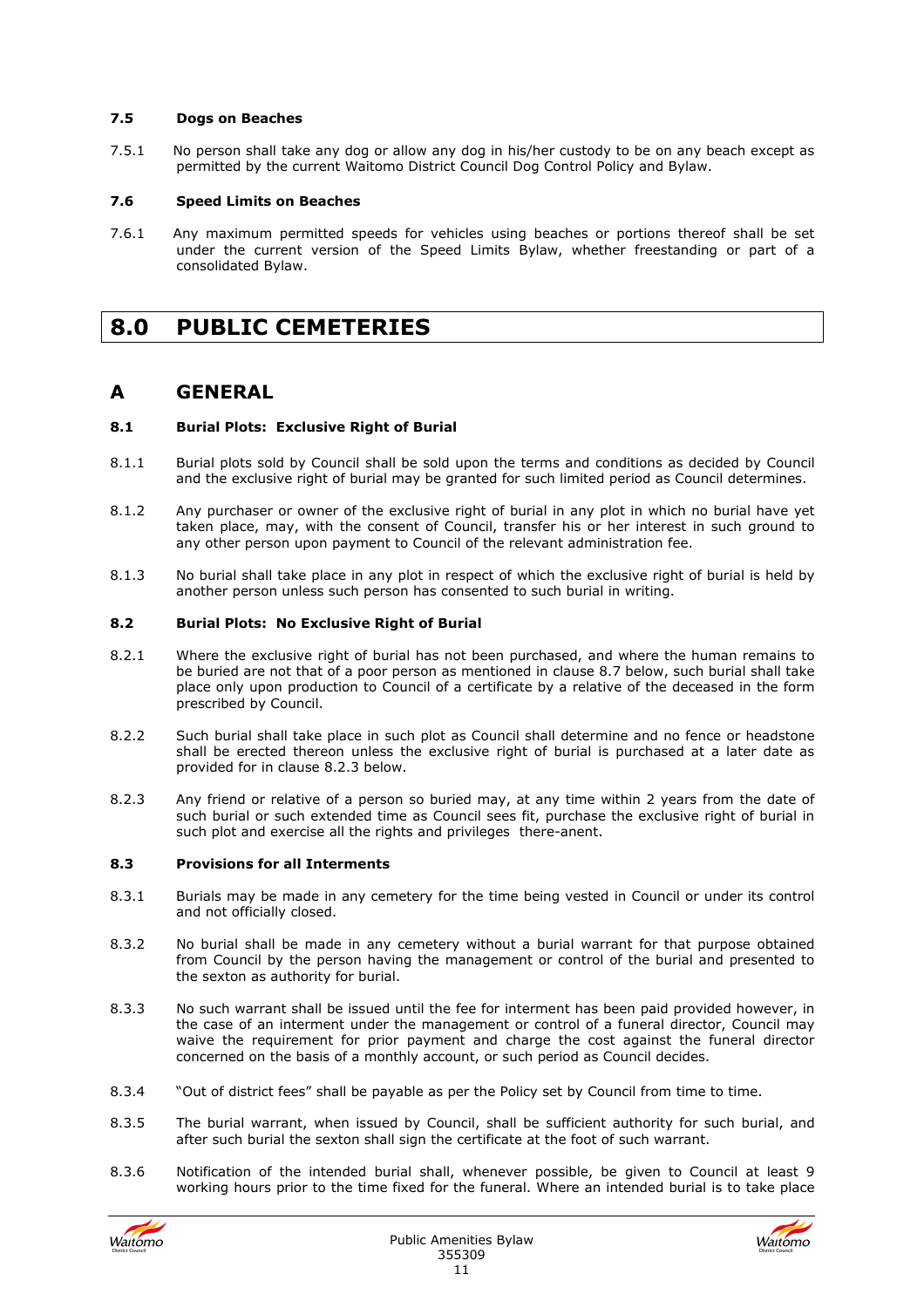### 7.5 Dogs on Beaches

7.5.1 No person shall take any dog or allow any dog in his/her custody to be on any beach except as permitted by the current Waitomo District Council Dog Control Policy and Bylaw.

### 7.6 Speed Limits on Beaches

7.6.1 Any maximum permitted speeds for vehicles using beaches or portions thereof shall be set under the current version of the Speed Limits Bylaw, whether freestanding or part of a consolidated Bylaw.

# 8.0 PUBLIC CEMETERIES

## A GENERAL

### 8.1 Burial Plots: Exclusive Right of Burial

8.1.1 Burial plots sold by Council shall be sold upon the terms and conditions as decided by Council and the exclusive right of burial may be granted for such limited period as Council determines.

8.1.2 Any purchaser or owner of the exclusive right of burial in any plot in which no burial have yet taken place, may, with the consent of Council, transfer his or her interest in such ground to any other person upon payment to Council of the relevant administration fee.

8.1.3 No burial shall take place in any plot in respect of which the exclusive right of burial is held by another person unless such person has consented to such burial in writing.

### 8.2 Burial Plots: No Exclusive Right of Burial

8.2.1 Where the exclusive right of burial has not been purchased, and where the human remains to be buried are not that of a poor person as mentioned in clause 8.7 below, such burial shall take place only upon production to Council of a certificate by a relative of the deceased in the form prescribed by Council.

8.2.2 Such burial shall take place in such plot as Council shall determine and no fence or headstone shall be erected thereon unless the exclusive right of burial is purchased at a later date as provided for in clause 8.2.3 below.

8.2.3 Any friend or relative of a person so buried may, at any time within 2 years from the date of such burial or such extended time as Council sees fit, purchase the exclusive right of burial in such plot and exercise all the rights and privileges there-anent.

### 8.3 Provisions for all Interments

8.3.1 Burials may be made in any cemetery for the time being vested in Council or under its control and not officially closed.

8.3.2 No burial shall be made in any cemetery without a burial warrant for that purpose obtained from Council by the person having the management or control of the burial and presented to the sexton as authority for burial.

8.3.3 No such warrant shall be issued until the fee for interment has been paid provided however, in the case of an interment under the management or control of a funeral director, Council may waive the requirement for prior payment and charge the cost against the funeral director concerned on the basis of a monthly account, or such period as Council decides.

8.3.4 "Out of district fees" shall be payable as per the Policy set by Council from time to time.

8.3.5 The burial warrant, when issued by Council, shall be sufficient authority for such burial, and after such burial the sexton shall sign the certificate at the foot of such warrant.

8.3.6 Notification of the intended burial shall, whenever possible, be given to Council at least 9 working hours prior to the time fixed for the funeral. Where an intended burial is to take place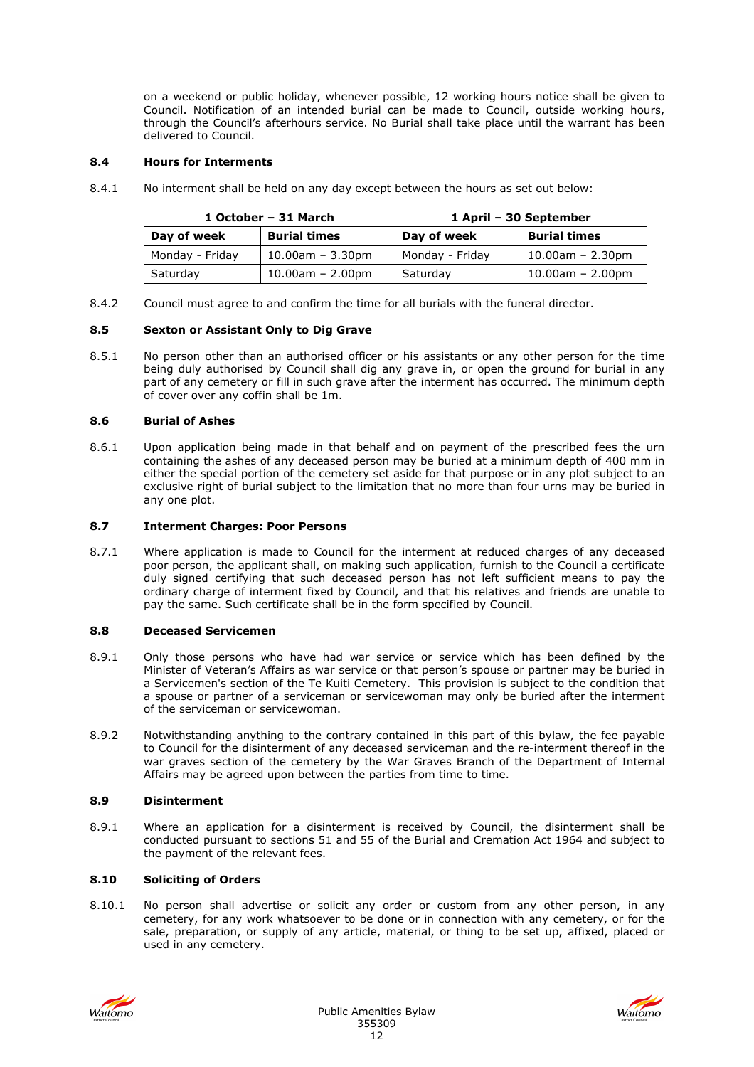on a weekend or public holiday, whenever possible, 12 working hours notice shall be given to Council. Notification of an intended burial can be made to Council, outside working hours, through the Council's afterhours service. No Burial shall take place until the warrant has been delivered to Council.

### 8.4 Hours for Interments

8.4.1 No interment shall be held on any day except between the hours as set out below:

| 1 October – 31 March | | 1 April – 30 September | |
|---|---|---|---|
| **Day of week** | **Burial times** | **Day of week** | **Burial times** |
| Monday - Friday | 10.00am – 3.30pm | Monday - Friday | 10.00am – 2.30pm |
| Saturday | 10.00am – 2.00pm | Saturday | 10.00am – 2.00pm |

8.4.2 Council must agree to and confirm the time for all burials with the funeral director.

### 8.5 Sexton or Assistant Only to Dig Grave

8.5.1 No person other than an authorised officer or his assistants or any other person for the time being duly authorised by Council shall dig any grave in, or open the ground for burial in any part of any cemetery or fill in such grave after the interment has occurred. The minimum depth of cover over any coffin shall be 1m.

### 8.6 Burial of Ashes

8.6.1 Upon application being made in that behalf and on payment of the prescribed fees the urn containing the ashes of any deceased person may be buried at a minimum depth of 400 mm in either the special portion of the cemetery set aside for that purpose or in any plot subject to an exclusive right of burial subject to the limitation that no more than four urns may be buried in any one plot.

### 8.7 Interment Charges: Poor Persons

8.7.1 Where application is made to Council for the interment at reduced charges of any deceased poor person, the applicant shall, on making such application, furnish to the Council a certificate duly signed certifying that such deceased person has not left sufficient means to pay the ordinary charge of interment fixed by Council, and that his relatives and friends are unable to pay the same. Such certificate shall be in the form specified by Council.

### 8.8 Deceased Servicemen

8.9.1 Only those persons who have had war service or service which has been defined by the Minister of Veteran's Affairs as war service or that person's spouse or partner may be buried in a Servicemen's section of the Te Kuiti Cemetery. This provision is subject to the condition that a spouse or partner of a serviceman or servicewoman may only be buried after the interment of the serviceman or servicewoman.

8.9.2 Notwithstanding anything to the contrary contained in this part of this bylaw, the fee payable to Council for the disinterment of any deceased serviceman and the re-interment thereof in the war graves section of the cemetery by the War Graves Branch of the Department of Internal Affairs may be agreed upon between the parties from time to time.

### 8.9 Disinterment

8.9.1 Where an application for a disinterment is received by Council, the disinterment shall be conducted pursuant to sections 51 and 55 of the Burial and Cremation Act 1964 and subject to the payment of the relevant fees.

### 8.10 Soliciting of Orders

8.10.1 No person shall advertise or solicit any order or custom from any other person, in any cemetery, for any work whatsoever to be done or in connection with any cemetery, or for the sale, preparation, or supply of any article, material, or thing to be set up, affixed, placed or used in any cemetery.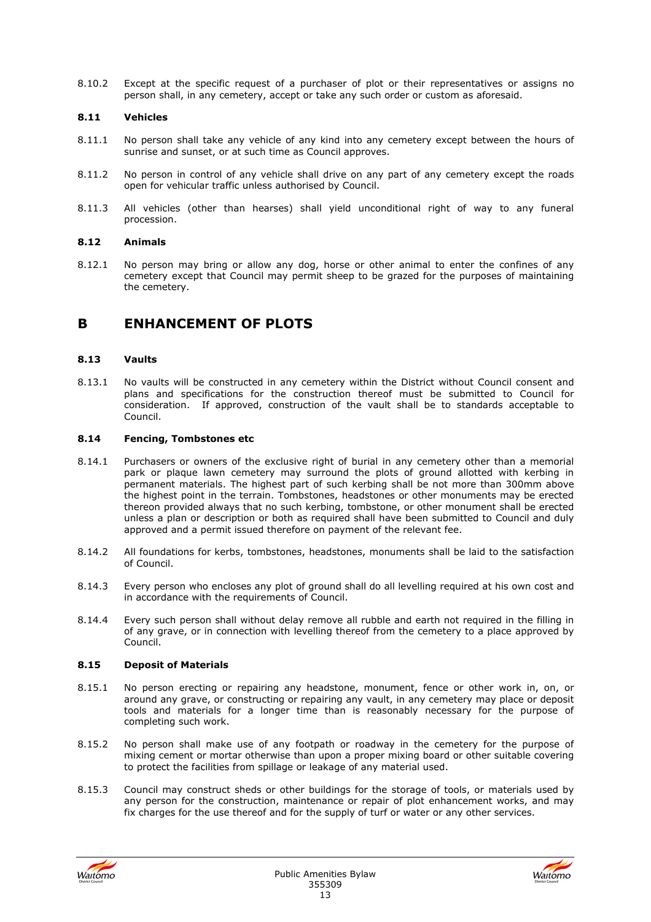8.10.2 Except at the specific request of a purchaser of plot or their representatives or assigns no person shall, in any cemetery, accept or take any such order or custom as aforesaid.

### 8.11 Vehicles

8.11.1 No person shall take any vehicle of any kind into any cemetery except between the hours of sunrise and sunset, or at such time as Council approves.

8.11.2 No person in control of any vehicle shall drive on any part of any cemetery except the roads open for vehicular traffic unless authorised by Council.

8.11.3 All vehicles (other than hearses) shall yield unconditional right of way to any funeral procession.

### 8.12 Animals

8.12.1 No person may bring or allow any dog, horse or other animal to enter the confines of any cemetery except that Council may permit sheep to be grazed for the purposes of maintaining the cemetery.

## B ENHANCEMENT OF PLOTS

### 8.13 Vaults

8.13.1 No vaults will be constructed in any cemetery within the District without Council consent and plans and specifications for the construction thereof must be submitted to Council for consideration. If approved, construction of the vault shall be to standards acceptable to Council.

### 8.14 Fencing, Tombstones etc

8.14.1 Purchasers or owners of the exclusive right of burial in any cemetery other than a memorial park or plaque lawn cemetery may surround the plots of ground allotted with kerbing in permanent materials. The highest part of such kerbing shall be not more than 300mm above the highest point in the terrain. Tombstones, headstones or other monuments may be erected thereon provided always that no such kerbing, tombstone, or other monument shall be erected unless a plan or description or both as required shall have been submitted to Council and duly approved and a permit issued therefore on payment of the relevant fee.

8.14.2 All foundations for kerbs, tombstones, headstones, monuments shall be laid to the satisfaction of Council.

8.14.3 Every person who encloses any plot of ground shall do all levelling required at his own cost and in accordance with the requirements of Council.

8.14.4 Every such person shall without delay remove all rubble and earth not required in the filling in of any grave, or in connection with levelling thereof from the cemetery to a place approved by Council.

### 8.15 Deposit of Materials

8.15.1 No person erecting or repairing any headstone, monument, fence or other work in, on, or around any grave, or constructing or repairing any vault, in any cemetery may place or deposit tools and materials for a longer time than is reasonably necessary for the purpose of completing such work.

8.15.2 No person shall make use of any footpath or roadway in the cemetery for the purpose of mixing cement or mortar otherwise than upon a proper mixing board or other suitable covering to protect the facilities from spillage or leakage of any material used.

8.15.3 Council may construct sheds or other buildings for the storage of tools, or materials used by any person for the construction, maintenance or repair of plot enhancement works, and may fix charges for the use thereof and for the supply of turf or water or any other services.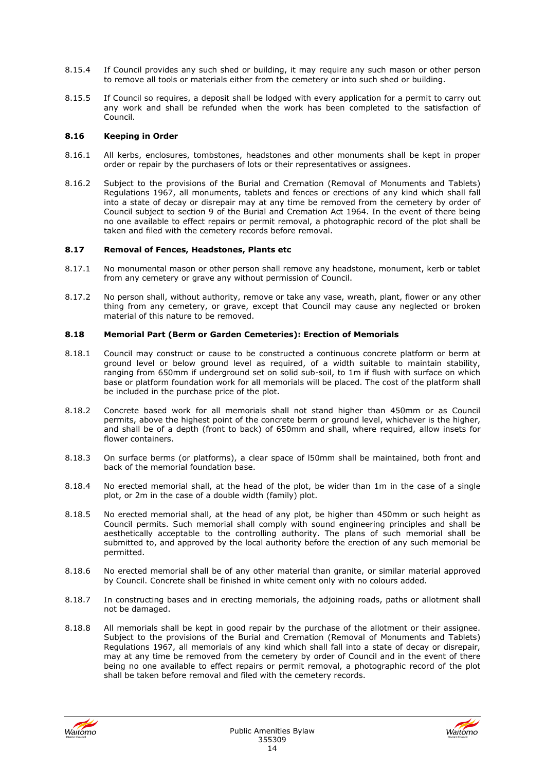8.15.4 If Council provides any such shed or building, it may require any such mason or other person to remove all tools or materials either from the cemetery or into such shed or building.

8.15.5 If Council so requires, a deposit shall be lodged with every application for a permit to carry out any work and shall be refunded when the work has been completed to the satisfaction of Council.

### 8.16 Keeping in Order

8.16.1 All kerbs, enclosures, tombstones, headstones and other monuments shall be kept in proper order or repair by the purchasers of lots or their representatives or assignees.

8.16.2 Subject to the provisions of the Burial and Cremation (Removal of Monuments and Tablets) Regulations 1967, all monuments, tablets and fences or erections of any kind which shall fall into a state of decay or disrepair may at any time be removed from the cemetery by order of Council subject to section 9 of the Burial and Cremation Act 1964. In the event of there being no one available to effect repairs or permit removal, a photographic record of the plot shall be taken and filed with the cemetery records before removal.

### 8.17 Removal of Fences, Headstones, Plants etc

8.17.1 No monumental mason or other person shall remove any headstone, monument, kerb or tablet from any cemetery or grave any without permission of Council.

8.17.2 No person shall, without authority, remove or take any vase, wreath, plant, flower or any other thing from any cemetery, or grave, except that Council may cause any neglected or broken material of this nature to be removed.

### 8.18 Memorial Part (Berm or Garden Cemeteries): Erection of Memorials

8.18.1 Council may construct or cause to be constructed a continuous concrete platform or berm at ground level or below ground level as required, of a width suitable to maintain stability, ranging from 650mm if underground set on solid sub-soil, to 1m if flush with surface on which base or platform foundation work for all memorials will be placed. The cost of the platform shall be included in the purchase price of the plot.

8.18.2 Concrete based work for all memorials shall not stand higher than 450mm or as Council permits, above the highest point of the concrete berm or ground level, whichever is the higher, and shall be of a depth (front to back) of 650mm and shall, where required, allow insets for flower containers.

8.18.3 On surface berms (or platforms), a clear space of l50mm shall be maintained, both front and back of the memorial foundation base.

8.18.4 No erected memorial shall, at the head of the plot, be wider than 1m in the case of a single plot, or 2m in the case of a double width (family) plot.

8.18.5 No erected memorial shall, at the head of any plot, be higher than 450mm or such height as Council permits. Such memorial shall comply with sound engineering principles and shall be aesthetically acceptable to the controlling authority. The plans of such memorial shall be submitted to, and approved by the local authority before the erection of any such memorial be permitted.

8.18.6 No erected memorial shall be of any other material than granite, or similar material approved by Council. Concrete shall be finished in white cement only with no colours added.

8.18.7 In constructing bases and in erecting memorials, the adjoining roads, paths or allotment shall not be damaged.

8.18.8 All memorials shall be kept in good repair by the purchase of the allotment or their assignee. Subject to the provisions of the Burial and Cremation (Removal of Monuments and Tablets) Regulations 1967, all memorials of any kind which shall fall into a state of decay or disrepair, may at any time be removed from the cemetery by order of Council and in the event of there being no one available to effect repairs or permit removal, a photographic record of the plot shall be taken before removal and filed with the cemetery records.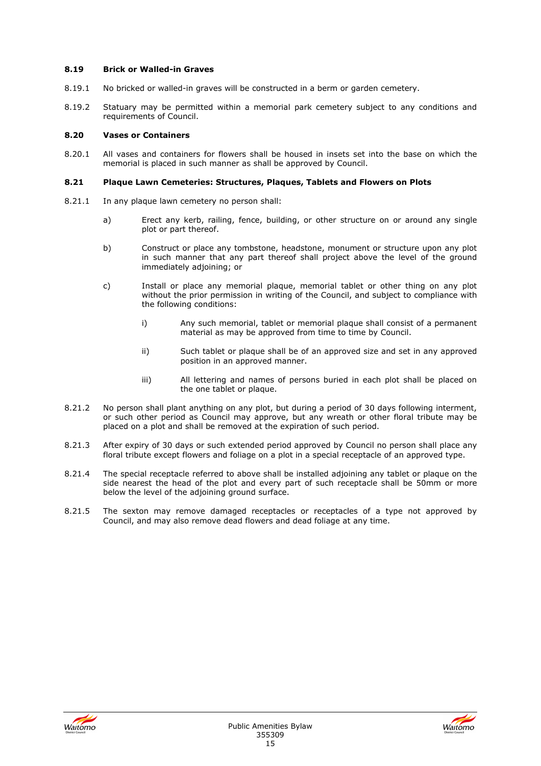### 8.19 Brick or Walled-in Graves

8.19.1 No bricked or walled-in graves will be constructed in a berm or garden cemetery.

8.19.2 Statuary may be permitted within a memorial park cemetery subject to any conditions and requirements of Council.

### 8.20 Vases or Containers

8.20.1 All vases and containers for flowers shall be housed in insets set into the base on which the memorial is placed in such manner as shall be approved by Council.

### 8.21 Plaque Lawn Cemeteries: Structures, Plaques, Tablets and Flowers on Plots

8.21.1 In any plaque lawn cemetery no person shall:

a) Erect any kerb, railing, fence, building, or other structure on or around any single plot or part thereof.

b) Construct or place any tombstone, headstone, monument or structure upon any plot in such manner that any part thereof shall project above the level of the ground immediately adjoining; or

c) Install or place any memorial plaque, memorial tablet or other thing on any plot without the prior permission in writing of the Council, and subject to compliance with the following conditions:

i) Any such memorial, tablet or memorial plaque shall consist of a permanent material as may be approved from time to time by Council.

ii) Such tablet or plaque shall be of an approved size and set in any approved position in an approved manner.

iii) All lettering and names of persons buried in each plot shall be placed on the one tablet or plaque.

8.21.2 No person shall plant anything on any plot, but during a period of 30 days following interment, or such other period as Council may approve, but any wreath or other floral tribute may be placed on a plot and shall be removed at the expiration of such period.

8.21.3 After expiry of 30 days or such extended period approved by Council no person shall place any floral tribute except flowers and foliage on a plot in a special receptacle of an approved type.

8.21.4 The special receptacle referred to above shall be installed adjoining any tablet or plaque on the side nearest the head of the plot and every part of such receptacle shall be 50mm or more below the level of the adjoining ground surface.

8.21.5 The sexton may remove damaged receptacles or receptacles of a type not approved by Council, and may also remove dead flowers and dead foliage at any time.